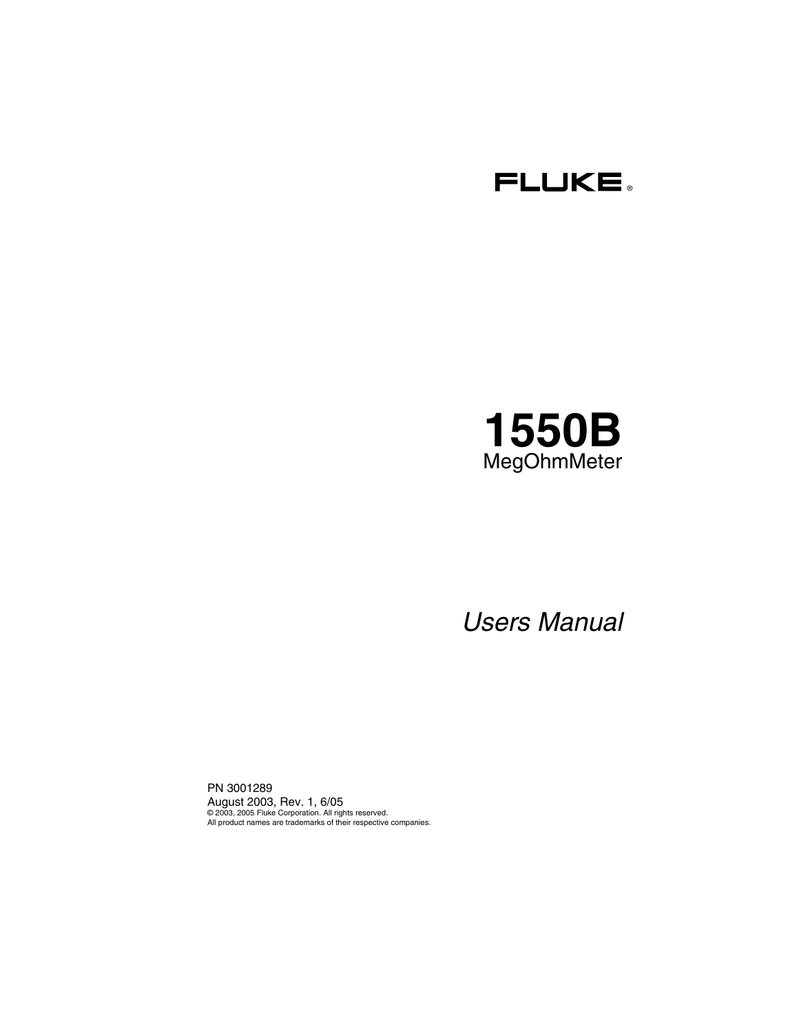FLUKE ®

# 1550B

## MegOhmMeter

*Users Manual*

PN 3001289
August 2003, Rev. 1, 6/05
© 2003, 2005 Fluke Corporation. All rights reserved.
All product names are trademarks of their respective companies.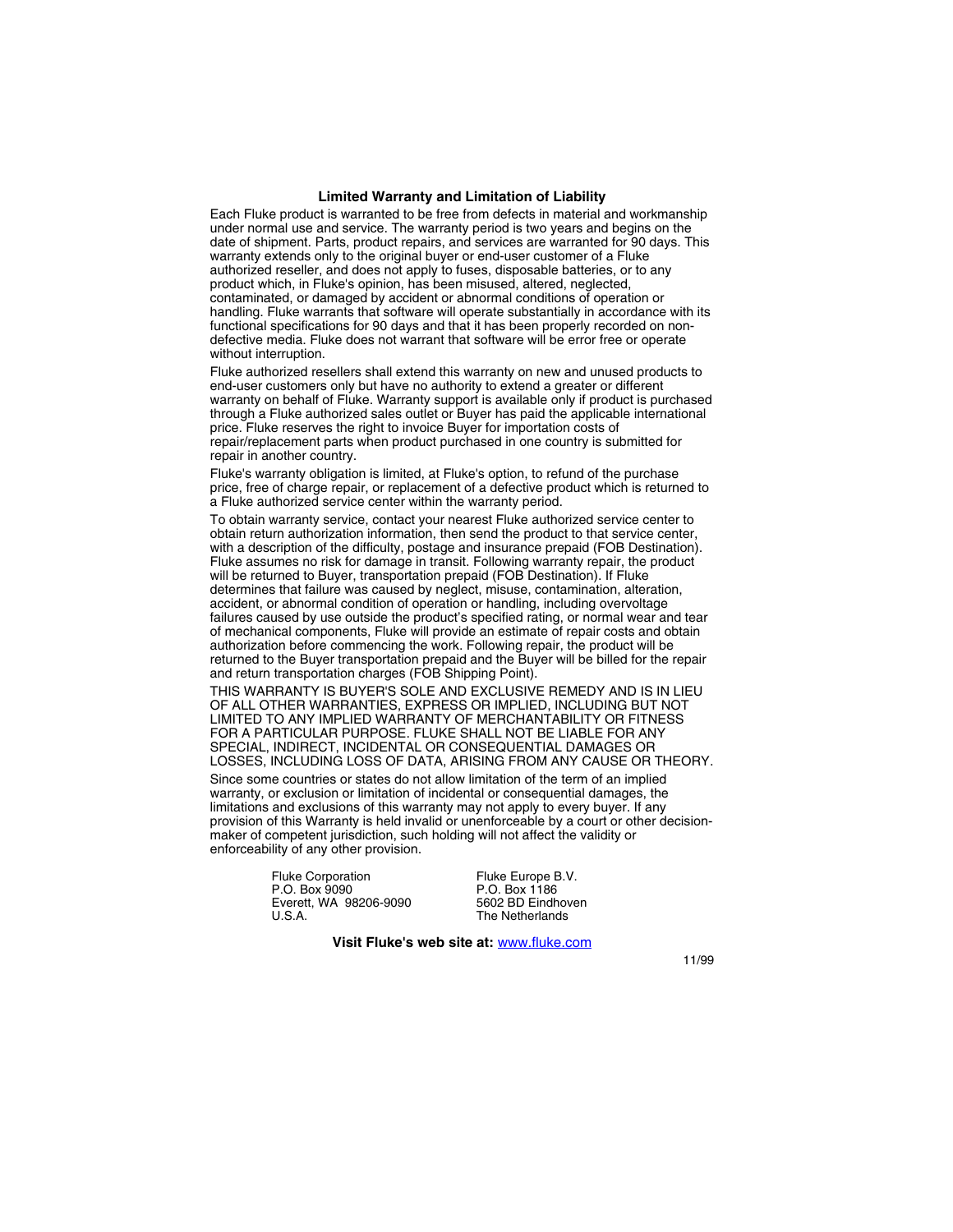## Limited Warranty and Limitation of Liability

Each Fluke product is warranted to be free from defects in material and workmanship under normal use and service. The warranty period is two years and begins on the date of shipment. Parts, product repairs, and services are warranted for 90 days. This warranty extends only to the original buyer or end-user customer of a Fluke authorized reseller, and does not apply to fuses, disposable batteries, or to any product which, in Fluke's opinion, has been misused, altered, neglected, contaminated, or damaged by accident or abnormal conditions of operation or handling. Fluke warrants that software will operate substantially in accordance with its functional specifications for 90 days and that it has been properly recorded on non-defective media. Fluke does not warrant that software will be error free or operate without interruption.

Fluke authorized resellers shall extend this warranty on new and unused products to end-user customers only but have no authority to extend a greater or different warranty on behalf of Fluke. Warranty support is available only if product is purchased through a Fluke authorized sales outlet or Buyer has paid the applicable international price. Fluke reserves the right to invoice Buyer for importation costs of repair/replacement parts when product purchased in one country is submitted for repair in another country.

Fluke's warranty obligation is limited, at Fluke's option, to refund of the purchase price, free of charge repair, or replacement of a defective product which is returned to a Fluke authorized service center within the warranty period.

To obtain warranty service, contact your nearest Fluke authorized service center to obtain return authorization information, then send the product to that service center, with a description of the difficulty, postage and insurance prepaid (FOB Destination). Fluke assumes no risk for damage in transit. Following warranty repair, the product will be returned to Buyer, transportation prepaid (FOB Destination). If Fluke determines that failure was caused by neglect, misuse, contamination, alteration, accident, or abnormal condition of operation or handling, including overvoltage failures caused by use outside the product's specified rating, or normal wear and tear of mechanical components, Fluke will provide an estimate of repair costs and obtain authorization before commencing the work. Following repair, the product will be returned to the Buyer transportation prepaid and the Buyer will be billed for the repair and return transportation charges (FOB Shipping Point).

THIS WARRANTY IS BUYER'S SOLE AND EXCLUSIVE REMEDY AND IS IN LIEU OF ALL OTHER WARRANTIES, EXPRESS OR IMPLIED, INCLUDING BUT NOT LIMITED TO ANY IMPLIED WARRANTY OF MERCHANTABILITY OR FITNESS FOR A PARTICULAR PURPOSE. FLUKE SHALL NOT BE LIABLE FOR ANY SPECIAL, INDIRECT, INCIDENTAL OR CONSEQUENTIAL DAMAGES OR LOSSES, INCLUDING LOSS OF DATA, ARISING FROM ANY CAUSE OR THEORY.

Since some countries or states do not allow limitation of the term of an implied warranty, or exclusion or limitation of incidental or consequential damages, the limitations and exclusions of this warranty may not apply to every buyer. If any provision of this Warranty is held invalid or unenforceable by a court or other decision-maker of competent jurisdiction, such holding will not affect the validity or enforceability of any other provision.

Fluke Corporation
P.O. Box 9090
Everett, WA 98206-9090
U.S.A.

Fluke Europe B.V.
P.O. Box 1186
5602 BD Eindhoven
The Netherlands

**Visit Fluke's web site at:** www.fluke.com

11/99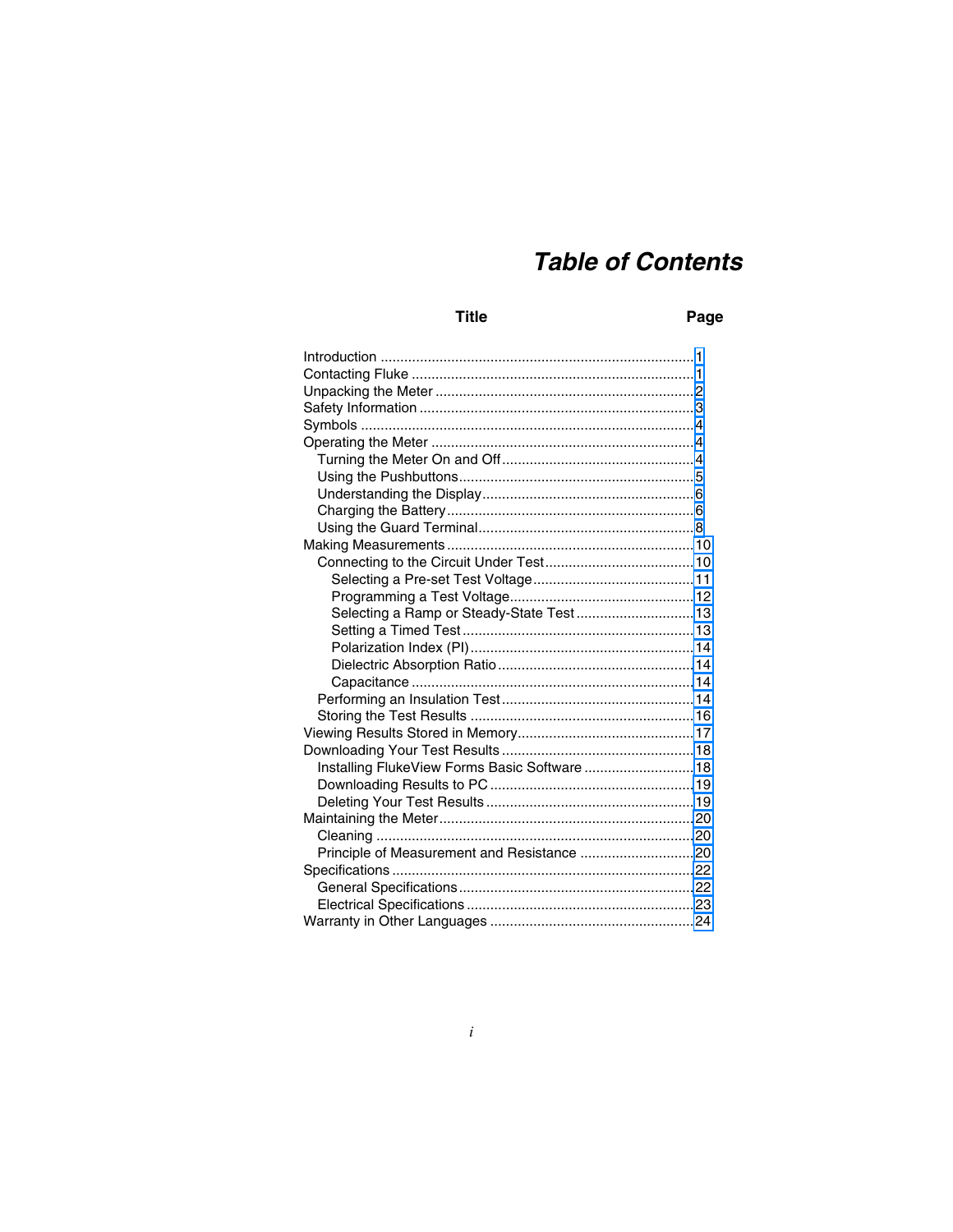# Table of Contents

| Title | Page |
|---|---|
| Introduction | 1 |
| Contacting Fluke | 1 |
| Unpacking the Meter | 2 |
| Safety Information | 3 |
| Symbols | 4 |
| Operating the Meter | 4 |
| Turning the Meter On and Off | 4 |
| Using the Pushbuttons | 5 |
| Understanding the Display | 6 |
| Charging the Battery | 6 |
| Using the Guard Terminal | 8 |
| Making Measurements | 10 |
| Connecting to the Circuit Under Test | 10 |
| Selecting a Pre-set Test Voltage | 11 |
| Programming a Test Voltage | 12 |
| Selecting a Ramp or Steady-State Test | 13 |
| Setting a Timed Test | 13 |
| Polarization Index (PI) | 14 |
| Dielectric Absorption Ratio | 14 |
| Capacitance | 14 |
| Performing an Insulation Test | 14 |
| Storing the Test Results | 16 |
| Viewing Results Stored in Memory | 17 |
| Downloading Your Test Results | 18 |
| Installing FlukeView Forms Basic Software | 18 |
| Downloading Results to PC | 19 |
| Deleting Your Test Results | 19 |
| Maintaining the Meter | 20 |
| Cleaning | 20 |
| Principle of Measurement and Resistance | 20 |
| Specifications | 22 |
| General Specifications | 22 |
| Electrical Specifications | 23 |
| Warranty in Other Languages | 24 |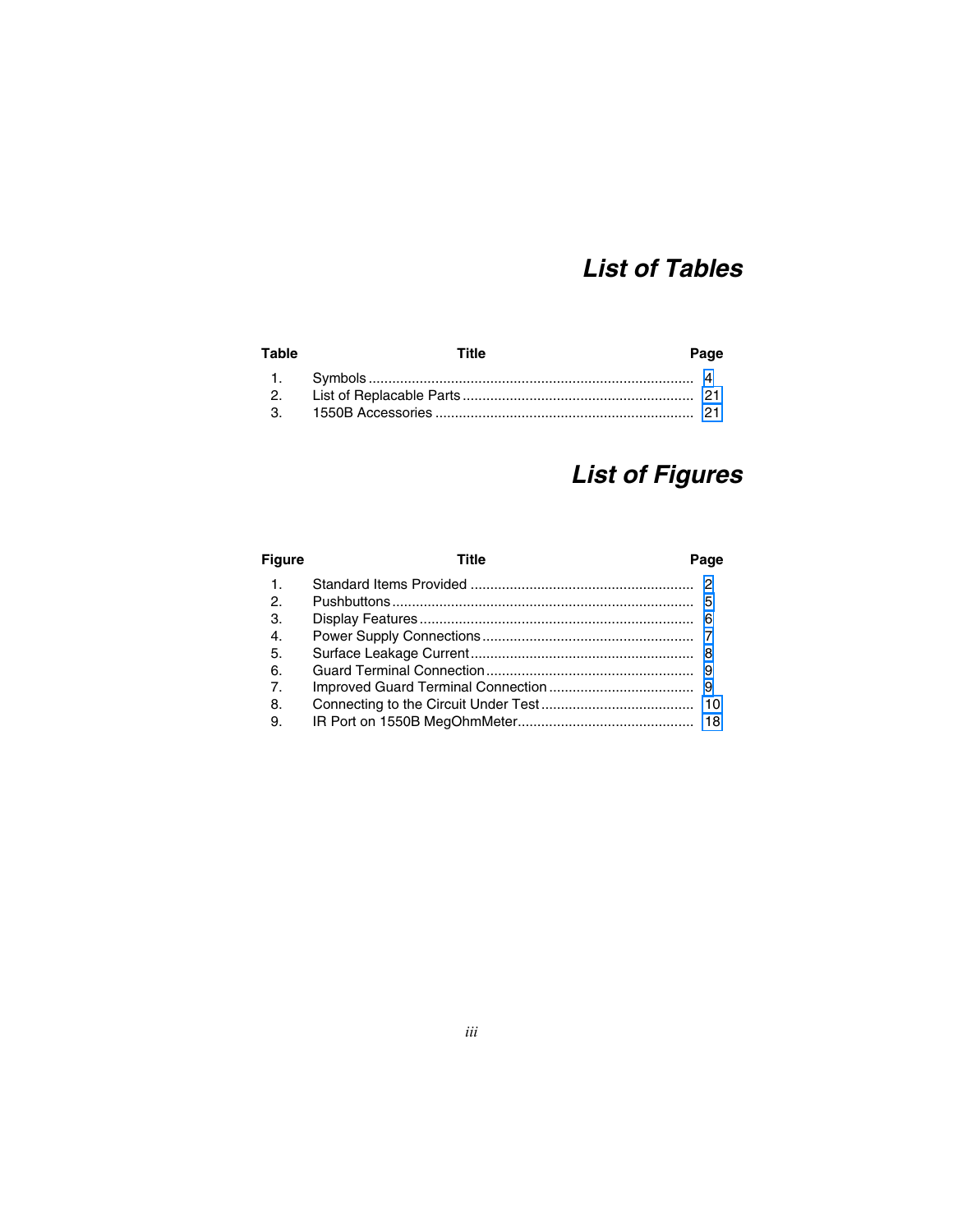# List of Tables

| Table | Title | Page |
|---|---|---|
| 1. | Symbols | 4 |
| 2. | List of Replacable Parts | 21 |
| 3. | 1550B Accessories | 21 |

# List of Figures

| Figure | Title | Page |
|---|---|---|
| 1. | Standard Items Provided | 2 |
| 2. | Pushbuttons | 5 |
| 3. | Display Features | 6 |
| 4. | Power Supply Connections | 7 |
| 5. | Surface Leakage Current | 8 |
| 6. | Guard Terminal Connection | 9 |
| 7. | Improved Guard Terminal Connection | 9 |
| 8. | Connecting to the Circuit Under Test | 10 |
| 9. | IR Port on 1550B MegOhmMeter | 18 |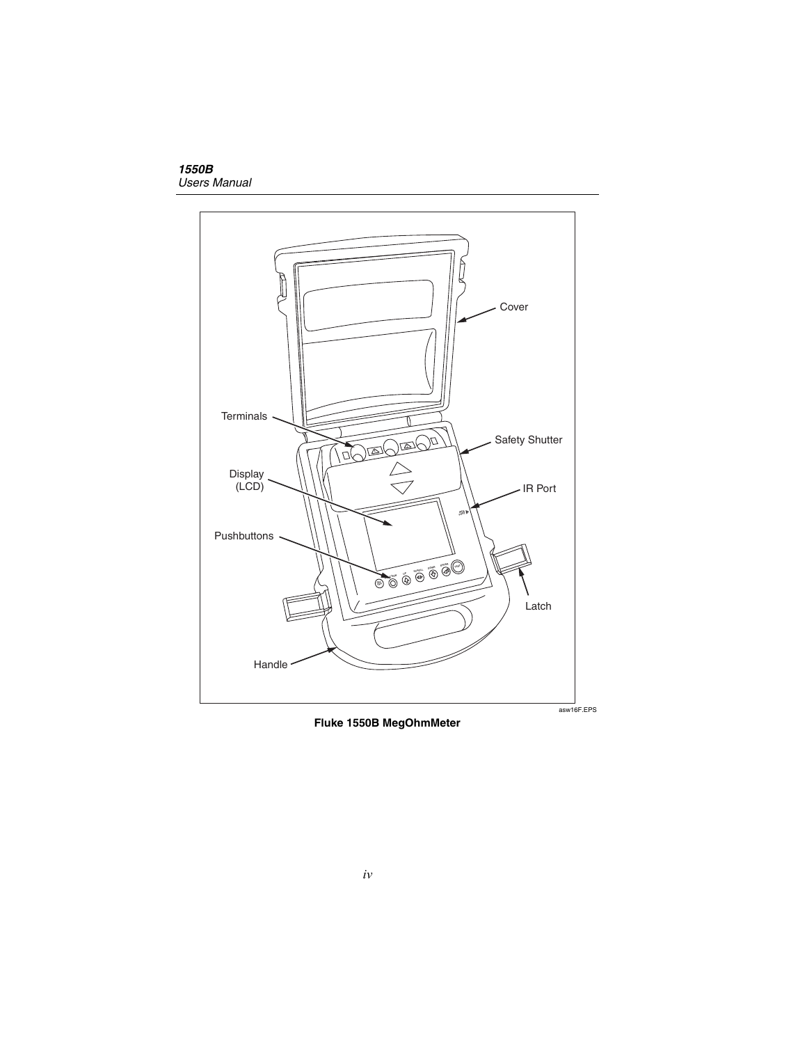Cover

Terminals

Safety Shutter

Display (LCD)

IR Port

Pushbuttons

Latch

Handle

asw16F.EPS

**Fluke 1550B MegOhmMeter**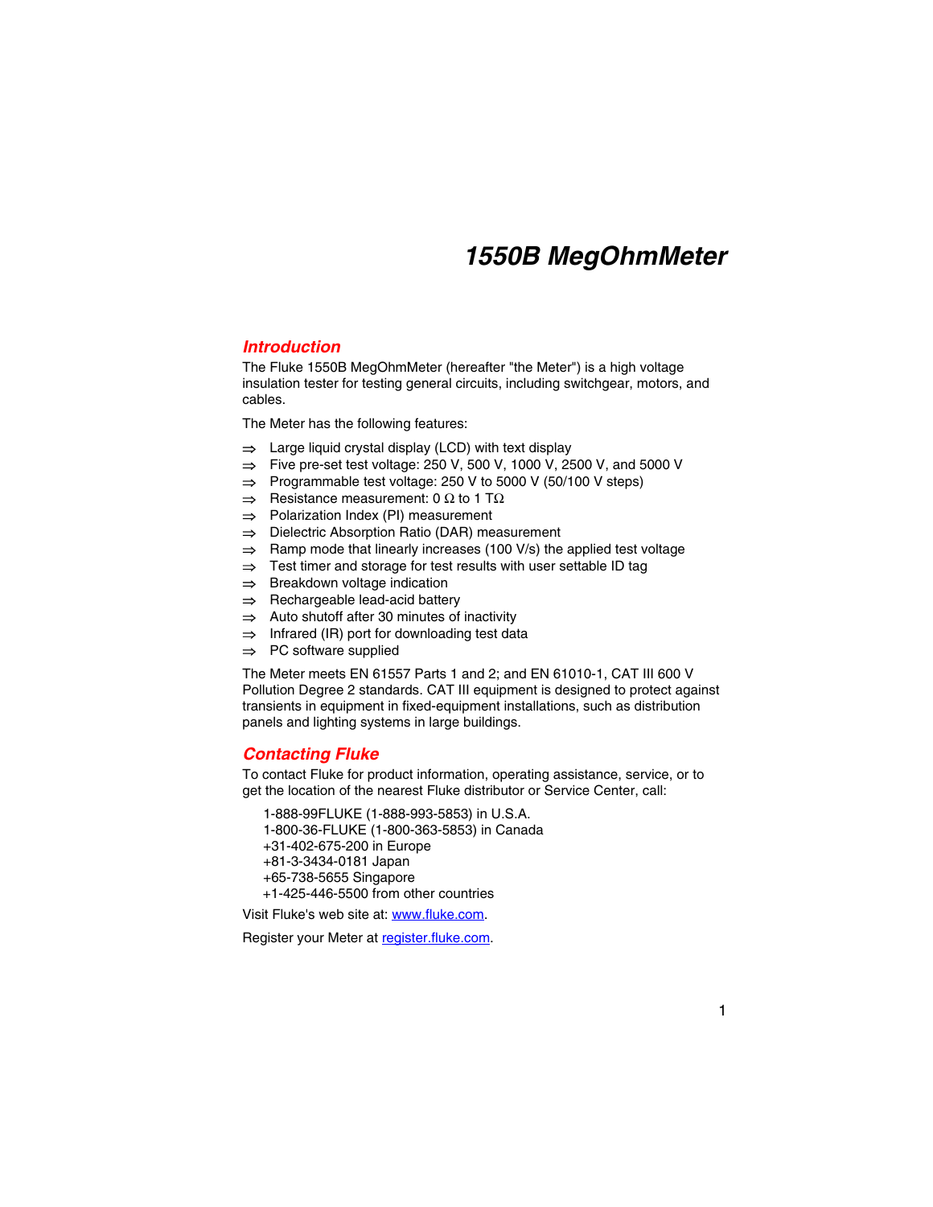# 1550B MegOhmMeter

## Introduction

The Fluke 1550B MegOhmMeter (hereafter "the Meter") is a high voltage insulation tester for testing general circuits, including switchgear, motors, and cables.

The Meter has the following features:

- ⇒ Large liquid crystal display (LCD) with text display
- ⇒ Five pre-set test voltage: 250 V, 500 V, 1000 V, 2500 V, and 5000 V
- ⇒ Programmable test voltage: 250 V to 5000 V (50/100 V steps)
- ⇒ Resistance measurement: 0 Ω to 1 TΩ
- ⇒ Polarization Index (PI) measurement
- ⇒ Dielectric Absorption Ratio (DAR) measurement
- ⇒ Ramp mode that linearly increases (100 V/s) the applied test voltage
- ⇒ Test timer and storage for test results with user settable ID tag
- ⇒ Breakdown voltage indication
- ⇒ Rechargeable lead-acid battery
- ⇒ Auto shutoff after 30 minutes of inactivity
- ⇒ Infrared (IR) port for downloading test data
- ⇒ PC software supplied

The Meter meets EN 61557 Parts 1 and 2; and EN 61010-1, CAT III 600 V Pollution Degree 2 standards. CAT III equipment is designed to protect against transients in equipment in fixed-equipment installations, such as distribution panels and lighting systems in large buildings.

## Contacting Fluke

To contact Fluke for product information, operating assistance, service, or to get the location of the nearest Fluke distributor or Service Center, call:

1-888-99FLUKE (1-888-993-5853) in U.S.A.
1-800-36-FLUKE (1-800-363-5853) in Canada
+31-402-675-200 in Europe
+81-3-3434-0181 Japan
+65-738-5655 Singapore
+1-425-446-5500 from other countries

Visit Fluke's web site at: www.fluke.com.

Register your Meter at register.fluke.com.